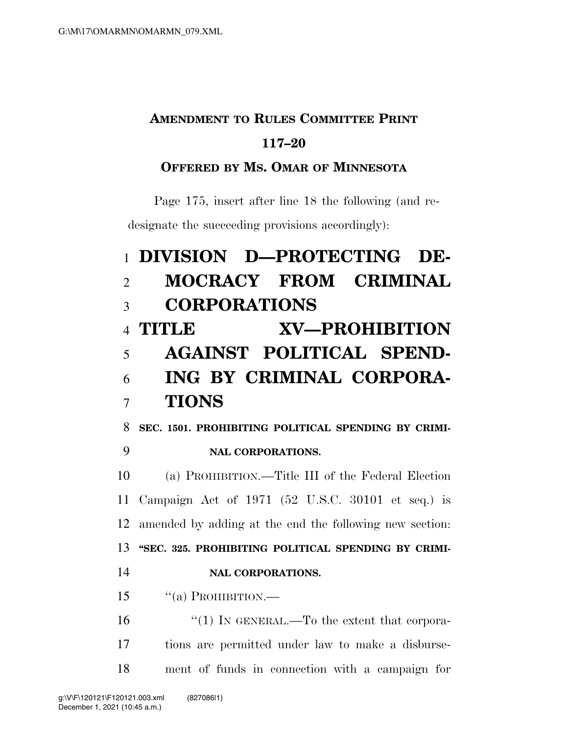**AMENDMENT TO RULES COMMITTEE PRINT 117–20**

**OFFERED BY MS. OMAR OF MINNESOTA**

Page 175, insert after line 18 the following (and redesignate the succeeding provisions accordingly):

# DIVISION D—PROTECTING DEMOCRACY FROM CRIMINAL CORPORATIONS

## TITLE XV—PROHIBITION AGAINST POLITICAL SPENDING BY CRIMINAL CORPORATIONS

**SEC. 1501. PROHIBITING POLITICAL SPENDING BY CRIMINAL CORPORATIONS.**

(a) PROHIBITION.—Title III of the Federal Election Campaign Act of 1971 (52 U.S.C. 30101 et seq.) is amended by adding at the end the following new section:

**"SEC. 325. PROHIBITING POLITICAL SPENDING BY CRIMINAL CORPORATIONS.**

"(a) PROHIBITION.—

"(1) IN GENERAL.—To the extent that corporations are permitted under law to make a disbursement of funds in connection with a campaign for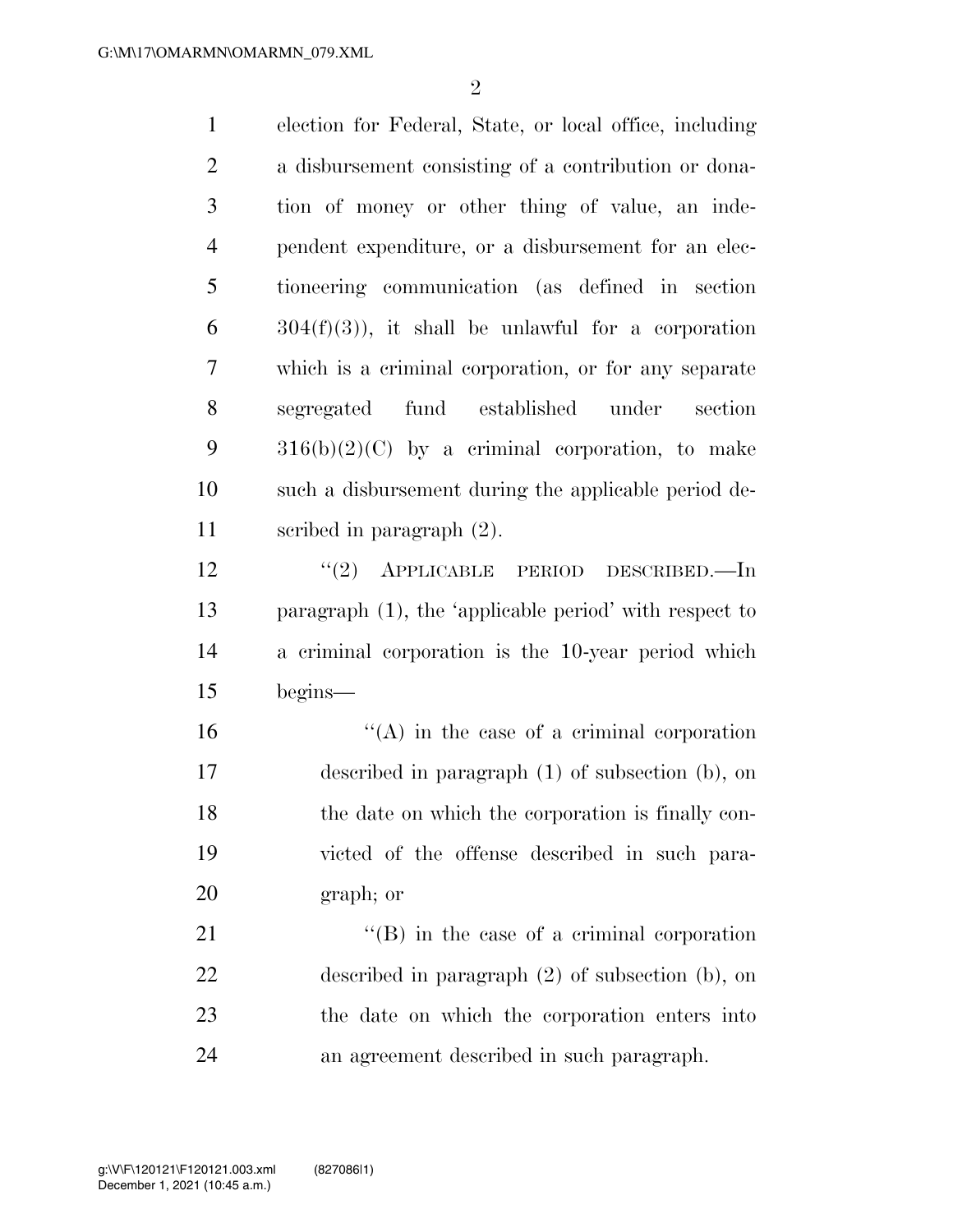election for Federal, State, or local office, including a disbursement consisting of a contribution or donation of money or other thing of value, an independent expenditure, or a disbursement for an electioneering communication (as defined in section 304(f)(3)), it shall be unlawful for a corporation which is a criminal corporation, or for any separate segregated fund established under section 316(b)(2)(C) by a criminal corporation, to make such a disbursement during the applicable period described in paragraph (2).

''(2) APPLICABLE PERIOD DESCRIBED.—In paragraph (1), the 'applicable period' with respect to a criminal corporation is the 10-year period which begins—

''(A) in the case of a criminal corporation described in paragraph (1) of subsection (b), on the date on which the corporation is finally convicted of the offense described in such paragraph; or

''(B) in the case of a criminal corporation described in paragraph (2) of subsection (b), on the date on which the corporation enters into an agreement described in such paragraph.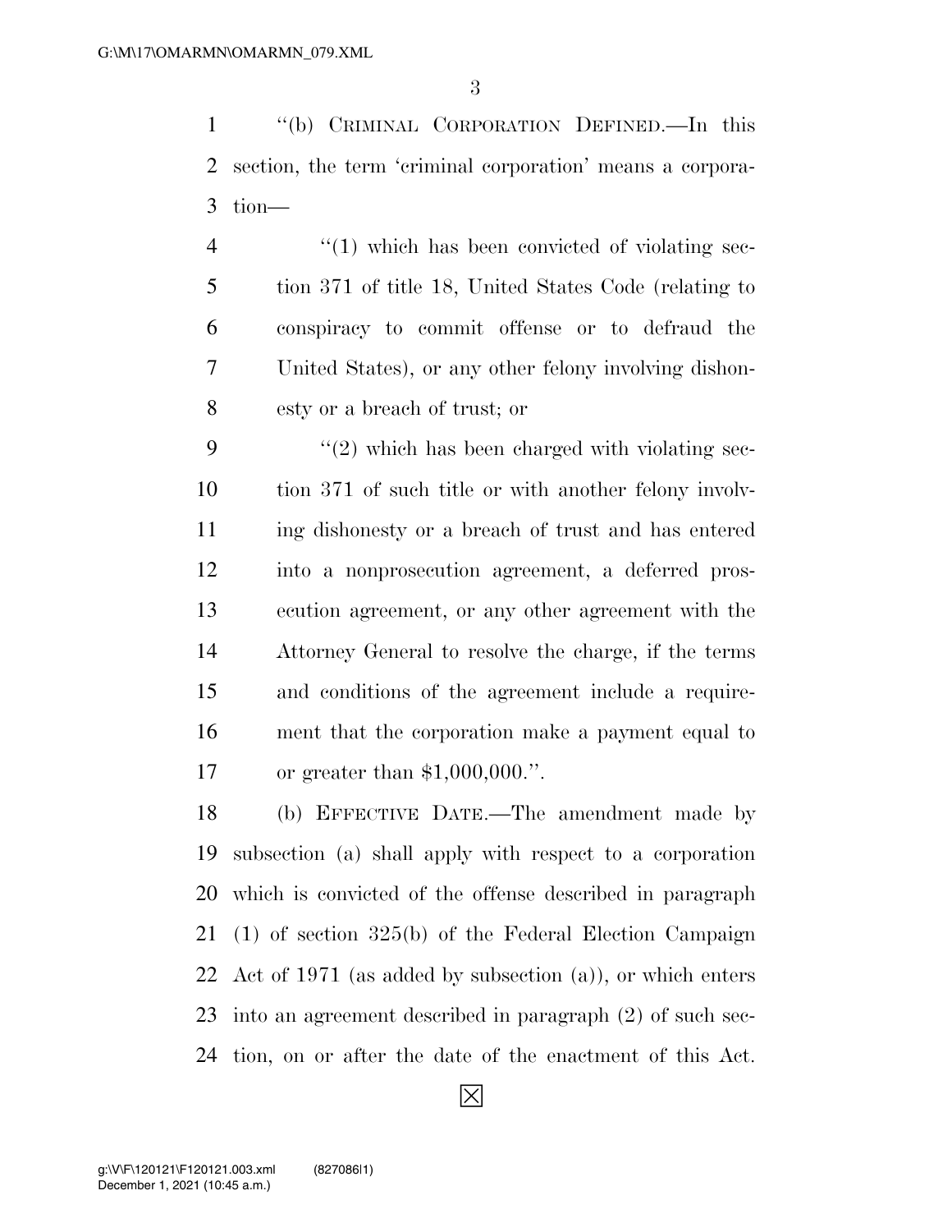"(b) CRIMINAL CORPORATION DEFINED.—In this section, the term 'criminal corporation' means a corporation—

"(1) which has been convicted of violating section 371 of title 18, United States Code (relating to conspiracy to commit offense or to defraud the United States), or any other felony involving dishonesty or a breach of trust; or

"(2) which has been charged with violating section 371 of such title or with another felony involving dishonesty or a breach of trust and has entered into a nonprosecution agreement, a deferred prosecution agreement, or any other agreement with the Attorney General to resolve the charge, if the terms and conditions of the agreement include a requirement that the corporation make a payment equal to or greater than $1,000,000.".

(b) EFFECTIVE DATE.—The amendment made by subsection (a) shall apply with respect to a corporation which is convicted of the offense described in paragraph (1) of section 325(b) of the Federal Election Campaign Act of 1971 (as added by subsection (a)), or which enters into an agreement described in paragraph (2) of such section, on or after the date of the enactment of this Act.